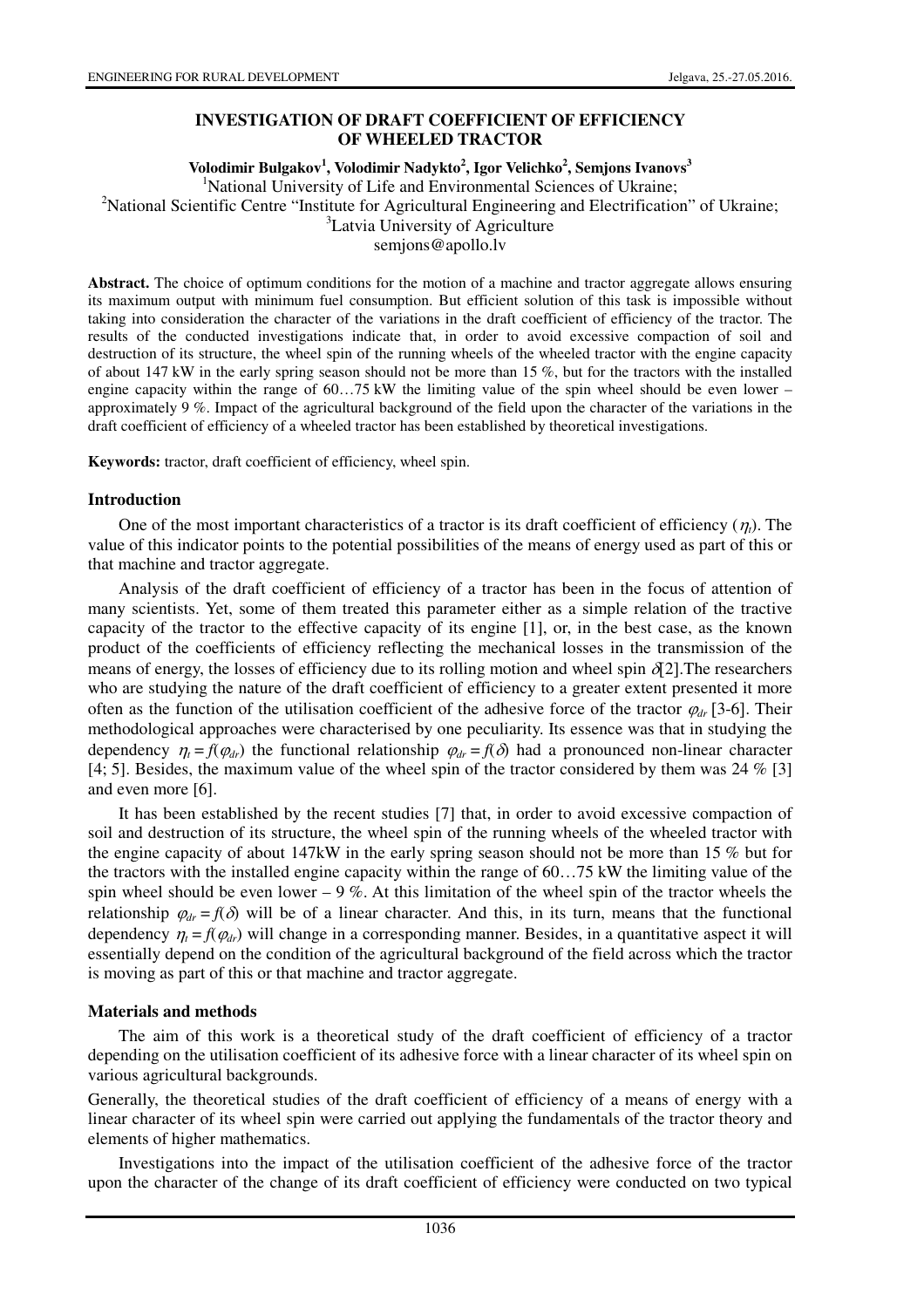# INVESTIGATION OF DRAFT COEFFICIENT OF EFFICIENCY OF WHEELED TRACTOR

**Volodimir Bulgakov[1], Volodimir Nadykto[2], Igor Velichko[2], Semjons Ivanovs[3]**

[1]National University of Life and Environmental Sciences of Ukraine;
[2]National Scientific Centre "Institute for Agricultural Engineering and Electrification" of Ukraine;
[3]Latvia University of Agriculture
semjons@apollo.lv

**Abstract.** The choice of optimum conditions for the motion of a machine and tractor aggregate allows ensuring its maximum output with minimum fuel consumption. But efficient solution of this task is impossible without taking into consideration the character of the variations in the draft coefficient of efficiency of the tractor. The results of the conducted investigations indicate that, in order to avoid excessive compaction of soil and destruction of its structure, the wheel spin of the running wheels of the wheeled tractor with the engine capacity of about 147 kW in the early spring season should not be more than 15 %, but for the tractors with the installed engine capacity within the range of 60…75 kW the limiting value of the spin wheel should be even lower – approximately 9 %. Impact of the agricultural background of the field upon the character of the variations in the draft coefficient of efficiency of a wheeled tractor has been established by theoretical investigations.

**Keywords:** tractor, draft coefficient of efficiency, wheel spin.

## Introduction

One of the most important characteristics of a tractor is its draft coefficient of efficiency ($\eta_t$). The value of this indicator points to the potential possibilities of the means of energy used as part of this or that machine and tractor aggregate.

Analysis of the draft coefficient of efficiency of a tractor has been in the focus of attention of many scientists. Yet, some of them treated this parameter either as a simple relation of the tractive capacity of the tractor to the effective capacity of its engine [1], or, in the best case, as the known product of the coefficients of efficiency reflecting the mechanical losses in the transmission of the means of energy, the losses of efficiency due to its rolling motion and wheel spin $\delta$[2].The researchers who are studying the nature of the draft coefficient of efficiency to a greater extent presented it more often as the function of the utilisation coefficient of the adhesive force of the tractor $\varphi_{dr}$ [3-6]. Their methodological approaches were characterised by one peculiarity. Its essence was that in studying the dependency $\eta_t = f(\varphi_{dr})$ the functional relationship $\varphi_{dr} = f(\delta)$ had a pronounced non-linear character [4; 5]. Besides, the maximum value of the wheel spin of the tractor considered by them was 24 % [3] and even more [6].

It has been established by the recent studies [7] that, in order to avoid excessive compaction of soil and destruction of its structure, the wheel spin of the running wheels of the wheeled tractor with the engine capacity of about 147kW in the early spring season should not be more than 15 % but for the tractors with the installed engine capacity within the range of 60…75 kW the limiting value of the spin wheel should be even lower – 9 %. At this limitation of the wheel spin of the tractor wheels the relationship $\varphi_{dr} = f(\delta)$ will be of a linear character. And this, in its turn, means that the functional dependency $\eta_t = f(\varphi_{dr})$ will change in a corresponding manner. Besides, in a quantitative aspect it will essentially depend on the condition of the agricultural background of the field across which the tractor is moving as part of this or that machine and tractor aggregate.

## Materials and methods

The aim of this work is a theoretical study of the draft coefficient of efficiency of a tractor depending on the utilisation coefficient of its adhesive force with a linear character of its wheel spin on various agricultural backgrounds.

Generally, the theoretical studies of the draft coefficient of efficiency of a means of energy with a linear character of its wheel spin were carried out applying the fundamentals of the tractor theory and elements of higher mathematics.

Investigations into the impact of the utilisation coefficient of the adhesive force of the tractor upon the character of the change of its draft coefficient of efficiency were conducted on two typical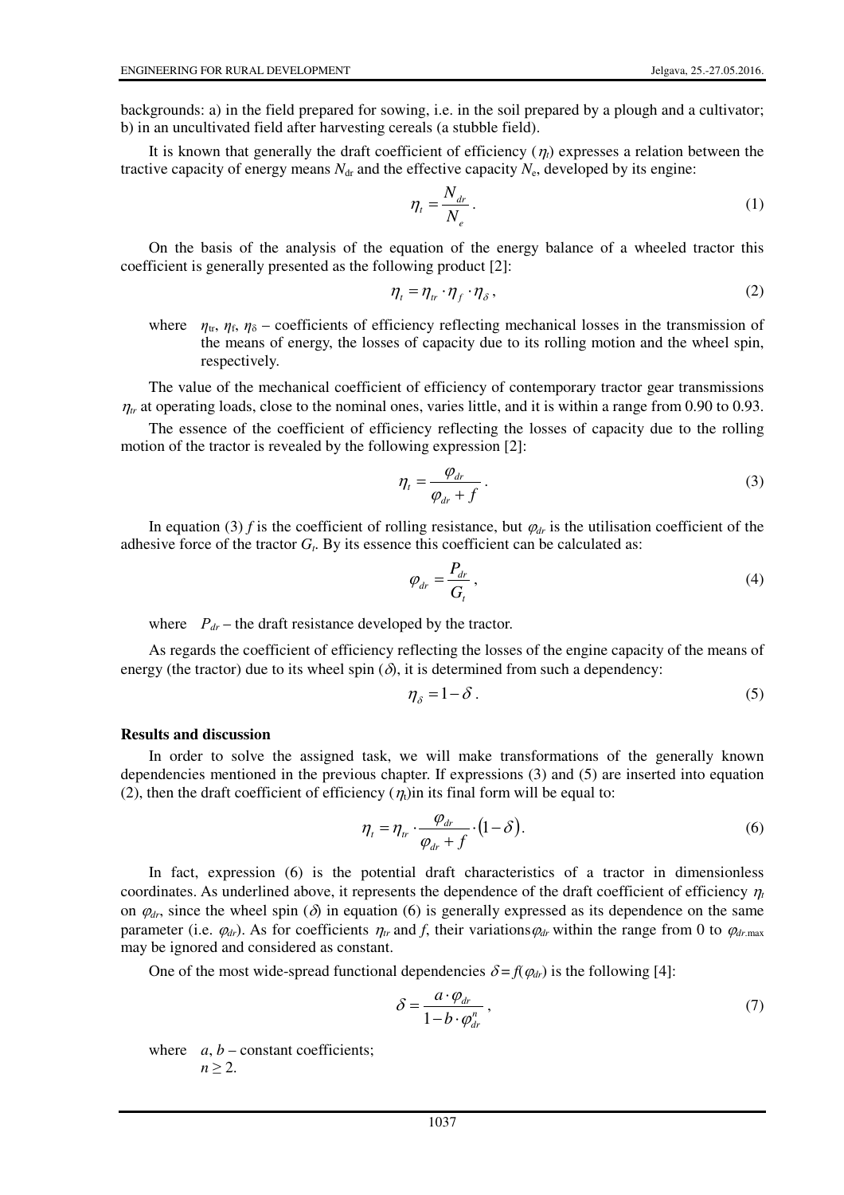backgrounds: a) in the field prepared for sowing, i.e. in the soil prepared by a plough and a cultivator; b) in an uncultivated field after harvesting cereals (a stubble field).

It is known that generally the draft coefficient of efficiency ($\eta_t$) expresses a relation between the tractive capacity of energy means $N_{dr}$ and the effective capacity $N_e$, developed by its engine:

$$\eta_t = \frac{N_{dr}}{N_e}. \tag{1}$$

On the basis of the analysis of the equation of the energy balance of a wheeled tractor this coefficient is generally presented as the following product [2]:

$$\eta_t = \eta_{tr} \cdot \eta_f \cdot \eta_\delta, \tag{2}$$

where $\eta_{tr}$, $\eta_f$, $\eta_\delta$ – coefficients of efficiency reflecting mechanical losses in the transmission of the means of energy, the losses of capacity due to its rolling motion and the wheel spin, respectively.

The value of the mechanical coefficient of efficiency of contemporary tractor gear transmissions $\eta_{tr}$ at operating loads, close to the nominal ones, varies little, and it is within a range from 0.90 to 0.93.

The essence of the coefficient of efficiency reflecting the losses of capacity due to the rolling motion of the tractor is revealed by the following expression [2]:

$$\eta_t = \frac{\varphi_{dr}}{\varphi_{dr} + f}. \tag{3}$$

In equation (3) $f$ is the coefficient of rolling resistance, but $\varphi_{dr}$ is the utilisation coefficient of the adhesive force of the tractor $G_t$. By its essence this coefficient can be calculated as:

$$\varphi_{dr} = \frac{P_{dr}}{G_t}, \tag{4}$$

where $P_{dr}$ – the draft resistance developed by the tractor.

As regards the coefficient of efficiency reflecting the losses of the engine capacity of the means of energy (the tractor) due to its wheel spin ($\delta$), it is determined from such a dependency:

$$\eta_\delta = 1 - \delta. \tag{5}$$

**Results and discussion**

In order to solve the assigned task, we will make transformations of the generally known dependencies mentioned in the previous chapter. If expressions (3) and (5) are inserted into equation (2), then the draft coefficient of efficiency ($\eta_t$)in its final form will be equal to:

$$\eta_t = \eta_{tr} \cdot \frac{\varphi_{dr}}{\varphi_{dr} + f} \cdot (1 - \delta). \tag{6}$$

In fact, expression (6) is the potential draft characteristics of a tractor in dimensionless coordinates. As underlined above, it represents the dependence of the draft coefficient of efficiency $\eta_t$ on $\varphi_{dr}$, since the wheel spin ($\delta$) in equation (6) is generally expressed as its dependence on the same parameter (i.e. $\varphi_{dr}$). As for coefficients $\eta_{tr}$ and $f$, their variations $\varphi_{dr}$ within the range from 0 to $\varphi_{dr.\max}$ may be ignored and considered as constant.

One of the most wide-spread functional dependencies $\delta = f(\varphi_{dr})$ is the following [4]:

$$\delta = \frac{a \cdot \varphi_{dr}}{1 - b \cdot \varphi_{dr}^{n}}, \tag{7}$$

where $a$, $b$ – constant coefficients;
$n \geq 2$.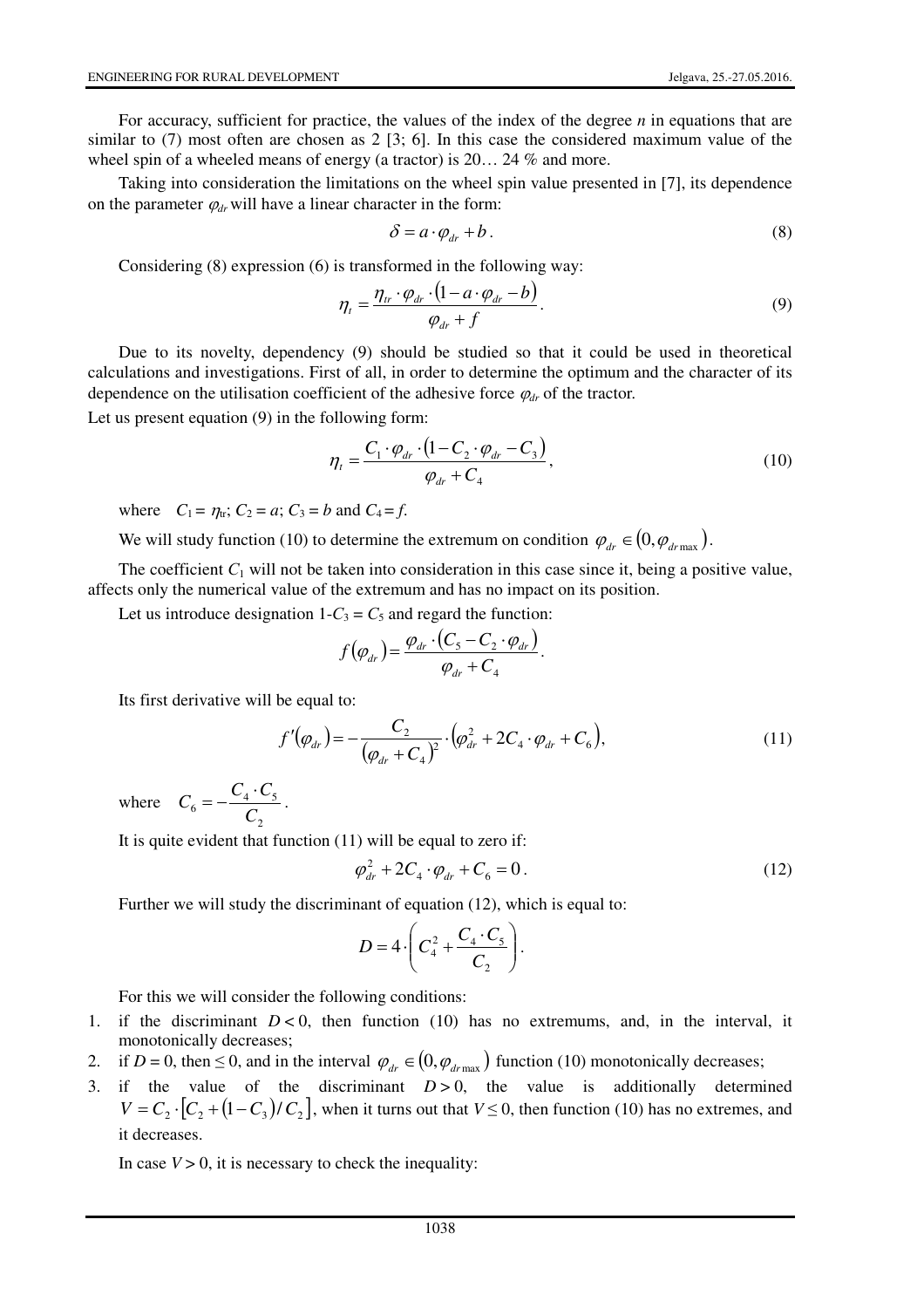For accuracy, sufficient for practice, the values of the index of the degree $n$ in equations that are similar to (7) most often are chosen as 2 [3; 6]. In this case the considered maximum value of the wheel spin of a wheeled means of energy (a tractor) is 20… 24 % and more.

Taking into consideration the limitations on the wheel spin value presented in [7], its dependence on the parameter $\varphi_{dr}$ will have a linear character in the form:

$$\delta = a \cdot \varphi_{dr} + b. \tag{8}$$

Considering (8) expression (6) is transformed in the following way:

$$\eta_t = \frac{\eta_{tr} \cdot \varphi_{dr} \cdot (1 - a \cdot \varphi_{dr} - b)}{\varphi_{dr} + f}. \tag{9}$$

Due to its novelty, dependency (9) should be studied so that it could be used in theoretical calculations and investigations. First of all, in order to determine the optimum and the character of its dependence on the utilisation coefficient of the adhesive force $\varphi_{dr}$ of the tractor.

Let us present equation (9) in the following form:

$$\eta_t = \frac{C_1 \cdot \varphi_{dr} \cdot (1 - C_2 \cdot \varphi_{dr} - C_3)}{\varphi_{dr} + C_4}, \tag{10}$$

where $C_1 = \eta_{tr}$; $C_2 = a$; $C_3 = b$ and $C_4 = f$.

We will study function (10) to determine the extremum on condition $\varphi_{dr} \in (0, \varphi_{dr\max})$.

The coefficient $C_1$ will not be taken into consideration in this case since it, being a positive value, affects only the numerical value of the extremum and has no impact on its position.

Let us introduce designation $1\text{-}C_3 = C_5$ and regard the function:

$$f(\varphi_{dr}) = \frac{\varphi_{dr} \cdot (C_5 - C_2 \cdot \varphi_{dr})}{\varphi_{dr} + C_4}.$$

Its first derivative will be equal to:

$$f'(\varphi_{dr}) = -\frac{C_2}{(\varphi_{dr} + C_4)^2} \cdot \left(\varphi_{dr}^2 + 2C_4 \cdot \varphi_{dr} + C_6\right), \tag{11}$$

where $C_6 = -\dfrac{C_4 \cdot C_5}{C_2}$.

It is quite evident that function (11) will be equal to zero if:

$$\varphi_{dr}^2 + 2C_4 \cdot \varphi_{dr} + C_6 = 0. \tag{12}$$

Further we will study the discriminant of equation (12), which is equal to:

$$D = 4 \cdot \left( C_4^2 + \frac{C_4 \cdot C_5}{C_2} \right).$$

For this we will consider the following conditions:

1. if the discriminant $D < 0$, then function (10) has no extremums, and, in the interval, it monotonically decreases;
2. if $D = 0$, then $\leq 0$, and in the interval $\varphi_{dr} \in (0, \varphi_{dr\max})$ function (10) monotonically decreases;
3. if the value of the discriminant $D > 0$, the value is additionally determined $V = C_2 \cdot [C_2 + (1 - C_3)/C_2]$, when it turns out that $V \leq 0$, then function (10) has no extremes, and it decreases.

In case $V > 0$, it is necessary to check the inequality: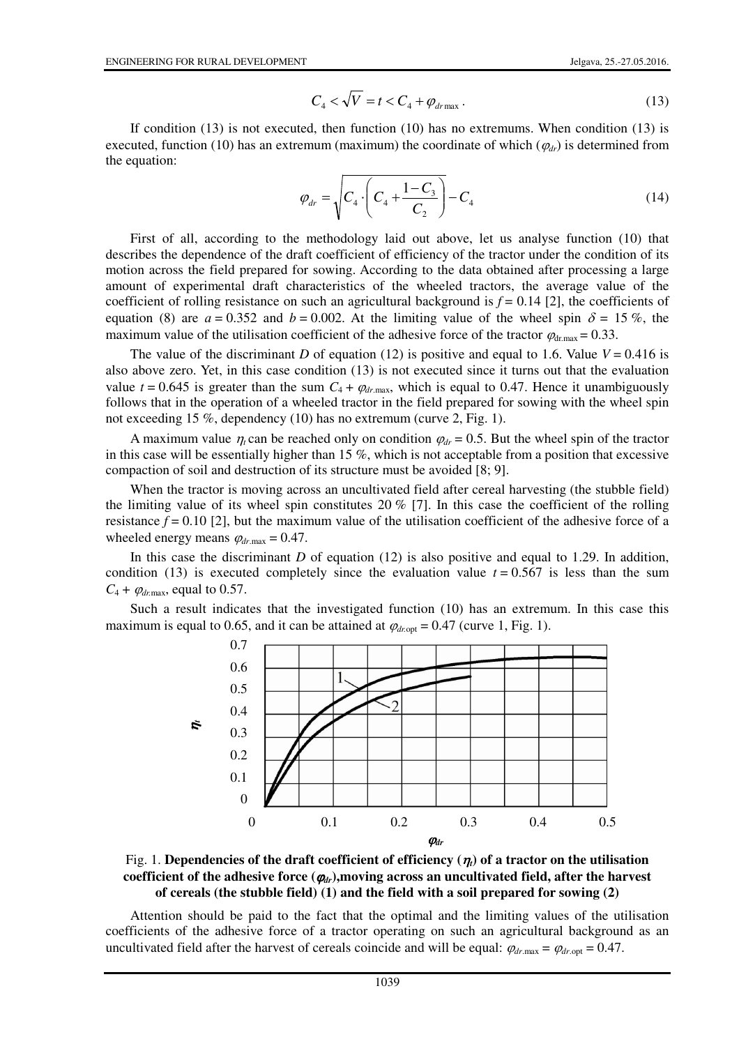$$C_4 < \sqrt{V} = t < C_4 + \varphi_{dr\,\max}\,. \tag{13}$$

If condition (13) is not executed, then function (10) has no extremums. When condition (13) is executed, function (10) has an extremum (maximum) the coordinate of which ($\varphi_{dr}$) is determined from the equation:

$$\varphi_{dr} = \sqrt{C_4 \cdot \left( C_4 + \frac{1 - C_3}{C_2} \right)} - C_4 \tag{14}$$

First of all, according to the methodology laid out above, let us analyse function (10) that describes the dependence of the draft coefficient of efficiency of the tractor under the condition of its motion across the field prepared for sowing. According to the data obtained after processing a large amount of experimental draft characteristics of the wheeled tractors, the average value of the coefficient of rolling resistance on such an agricultural background is $f = 0.14$ [2], the coefficients of equation (8) are $a = 0.352$ and $b = 0.002$. At the limiting value of the wheel spin $\delta$ = 15 %, the maximum value of the utilisation coefficient of the adhesive force of the tractor $\varphi_{\mathrm{dr.max}} = 0.33$.

The value of the discriminant $D$ of equation (12) is positive and equal to 1.6. Value $V = 0.416$ is also above zero. Yet, in this case condition (13) is not executed since it turns out that the evaluation value $t = 0.645$ is greater than the sum $C_4 + \varphi_{dr.\max}$, which is equal to 0.47. Hence it unambiguously follows that in the operation of a wheeled tractor in the field prepared for sowing with the wheel spin not exceeding 15 %, dependency (10) has no extremum (curve 2, Fig. 1).

A maximum value $\eta_t$ can be reached only on condition $\varphi_{dr} = 0.5$. But the wheel spin of the tractor in this case will be essentially higher than 15 %, which is not acceptable from a position that excessive compaction of soil and destruction of its structure must be avoided [8; 9].

When the tractor is moving across an uncultivated field after cereal harvesting (the stubble field) the limiting value of its wheel spin constitutes 20 % [7]. In this case the coefficient of the rolling resistance $f = 0.10$ [2], but the maximum value of the utilisation coefficient of the adhesive force of a wheeled energy means $\varphi_{dr.\max} = 0.47$.

In this case the discriminant $D$ of equation (12) is also positive and equal to 1.29. In addition, condition (13) is executed completely since the evaluation value $t = 0.567$ is less than the sum $C_4 + \varphi_{dr.\max}$, equal to 0.57.

Such a result indicates that the investigated function (10) has an extremum. In this case this maximum is equal to 0.65, and it can be attained at $\varphi_{dr.\mathrm{opt}} = 0.47$ (curve 1, Fig. 1).

Fig. 1. **Dependencies of the draft coefficient of efficiency ($\eta_t$) of a tractor on the utilisation coefficient of the adhesive force ($\varphi_{dr}$),moving across an uncultivated field, after the harvest of cereals (the stubble field) (1) and the field with a soil prepared for sowing (2)**

Attention should be paid to the fact that the optimal and the limiting values of the utilisation coefficients of the adhesive force of a tractor operating on such an agricultural background as an uncultivated field after the harvest of cereals coincide and will be equal: $\varphi_{dr.\max} = \varphi_{dr.\mathrm{opt}} = 0.47$.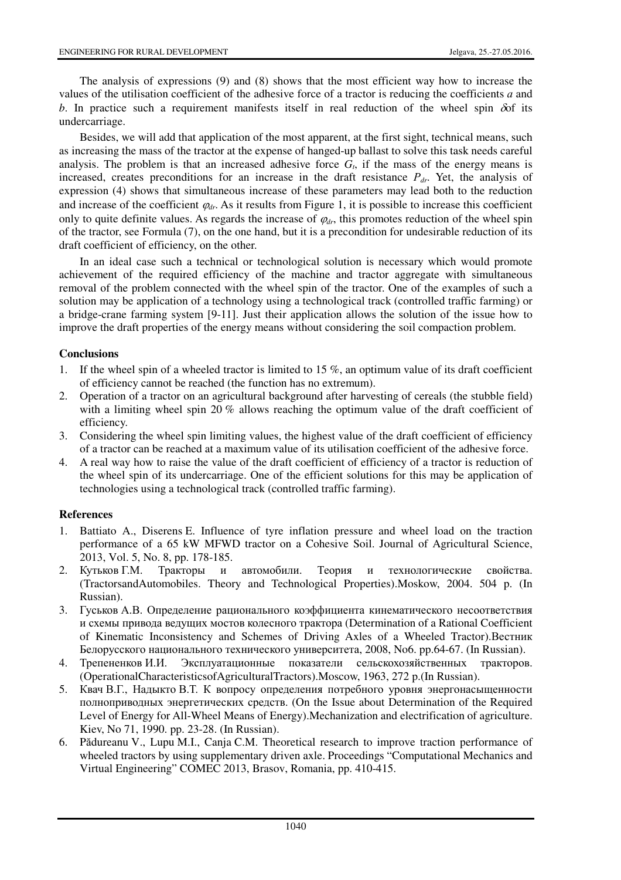The analysis of expressions (9) and (8) shows that the most efficient way how to increase the values of the utilisation coefficient of the adhesive force of a tractor is reducing the coefficients *a* and *b*. In practice such a requirement manifests itself in real reduction of the wheel spin $\delta$of its undercarriage.

Besides, we will add that application of the most apparent, at the first sight, technical means, such as increasing the mass of the tractor at the expense of hanged-up ballast to solve this task needs careful analysis. The problem is that an increased adhesive force $G_t$, if the mass of the energy means is increased, creates preconditions for an increase in the draft resistance $P_{dr}$. Yet, the analysis of expression (4) shows that simultaneous increase of these parameters may lead both to the reduction and increase of the coefficient $\varphi_{dr}$. As it results from Figure 1, it is possible to increase this coefficient only to quite definite values. As regards the increase of $\varphi_{dr}$, this promotes reduction of the wheel spin of the tractor, see Formula (7), on the one hand, but it is a precondition for undesirable reduction of its draft coefficient of efficiency, on the other.

In an ideal case such a technical or technological solution is necessary which would promote achievement of the required efficiency of the machine and tractor aggregate with simultaneous removal of the problem connected with the wheel spin of the tractor. One of the examples of such a solution may be application of a technology using a technological track (controlled traffic farming) or a bridge-crane farming system [9-11]. Just their application allows the solution of the issue how to improve the draft properties of the energy means without considering the soil compaction problem.

## Conclusions

1. If the wheel spin of a wheeled tractor is limited to 15 %, an optimum value of its draft coefficient of efficiency cannot be reached (the function has no extremum).
2. Operation of a tractor on an agricultural background after harvesting of cereals (the stubble field) with a limiting wheel spin 20 % allows reaching the optimum value of the draft coefficient of efficiency.
3. Considering the wheel spin limiting values, the highest value of the draft coefficient of efficiency of a tractor can be reached at a maximum value of its utilisation coefficient of the adhesive force.
4. A real way how to raise the value of the draft coefficient of efficiency of a tractor is reduction of the wheel spin of its undercarriage. One of the efficient solutions for this may be application of technologies using a technological track (controlled traffic farming).

## References

1. Battiato A., Diserens E. Influence of tyre inflation pressure and wheel load on the traction performance of a 65 kW MFWD tractor on a Cohesive Soil. Journal of Agricultural Science, 2013, Vol. 5, No. 8, pp. 178-185.
2. Кутьков Г.М. Тракторы и автомобили. Теория и технологические свойства. (TractorsandAutomobiles. Theory and Technological Properties).Moskow, 2004. 504 p. (In Russian).
3. Гуськов А.В. Определение рационального коэффициента кинематического несоответствия и схемы привода ведущих мостов колесного трактора (Determination of a Rational Coefficient of Kinematic Inconsistency and Schemes of Driving Axles of a Wheeled Tractor).Вестник Белорусского национального технического университета, 2008, No6. pp.64-67. (In Russian).
4. Трепененков И.И. Эксплуатационные показатели сельскохозяйственных тракторов. (OperationalCharacteristicsofAgriculturalTractors).Moscow, 1963, 272 p.(In Russian).
5. Квач В.Г., Надыкто В.Т. К вопросу определения потребного уровня энергонасыщенности полноприводных энергетических средств. (On the Issue about Determination of the Required Level of Energy for All-Wheel Means of Energy).Mechanization and electrification of agriculture. Kiev, No 71, 1990. pp. 23-28. (In Russian).
6. Pădureanu V., Lupu M.I., Canja C.M. Theoretical research to improve traction performance of wheeled tractors by using supplementary driven axle. Proceedings “Computational Mechanics and Virtual Engineering” COMEC 2013, Brasov, Romania, pp. 410-415.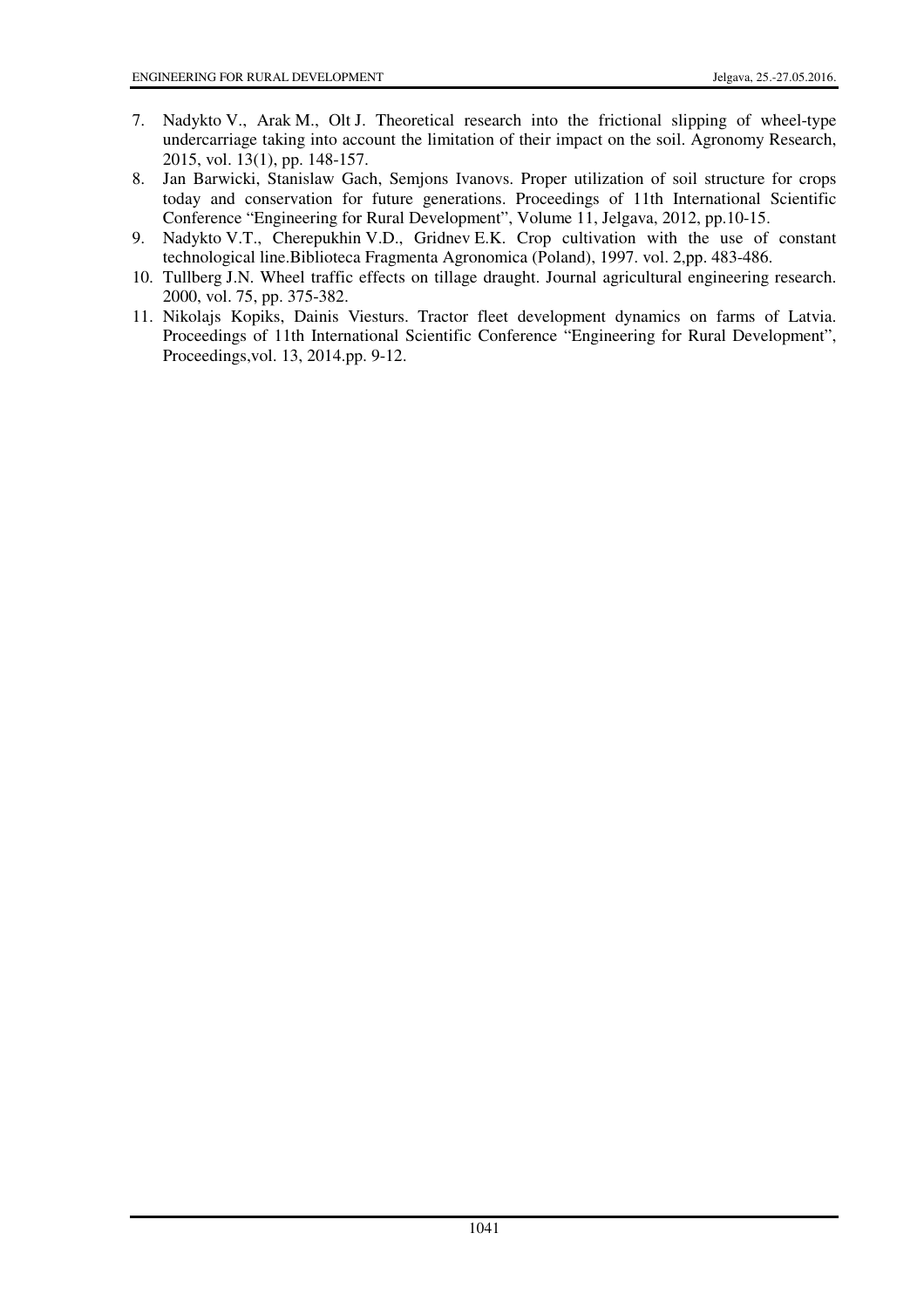7. Nadykto V., Arak M., Olt J. Theoretical research into the frictional slipping of wheel-type undercarriage taking into account the limitation of their impact on the soil. Agronomy Research, 2015, vol. 13(1), pp. 148-157.
8. Jan Barwicki, Stanislaw Gach, Semjons Ivanovs. Proper utilization of soil structure for crops today and conservation for future generations. Proceedings of 11th International Scientific Conference "Engineering for Rural Development", Volume 11, Jelgava, 2012, pp.10-15.
9. Nadykto V.T., Cherepukhin V.D., Gridnev E.K. Crop cultivation with the use of constant technological line.Biblioteca Fragmenta Agronomica (Poland), 1997. vol. 2,pp. 483-486.
10. Tullberg J.N. Wheel traffic effects on tillage draught. Journal agricultural engineering research. 2000, vol. 75, pp. 375-382.
11. Nikolajs Kopiks, Dainis Viesturs. Tractor fleet development dynamics on farms of Latvia. Proceedings of 11th International Scientific Conference "Engineering for Rural Development", Proceedings,vol. 13, 2014.pp. 9-12.